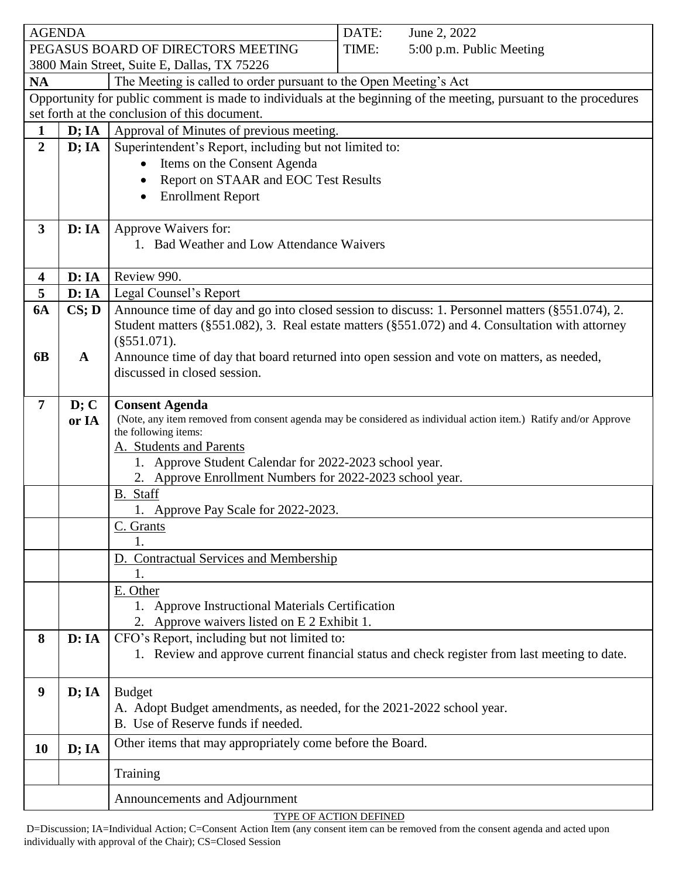| AGENDA | | DATE: June 2, 2022 |
|---|---|---|
| PEGASUS BOARD OF DIRECTORS MEETING<br>3800 Main Street, Suite E, Dallas, TX 75226 | | TIME: 5:00 p.m. Public Meeting |
| **NA** | | The Meeting is called to order pursuant to the Open Meeting's Act |
| Opportunity for public comment is made to individuals at the beginning of the meeting, pursuant to the procedures set forth at the conclusion of this document. | | |
| **1** | **D; IA** | Approval of Minutes of previous meeting. |
| **2** | **D; IA** | Superintendent's Report, including but not limited to:<br>• Items on the Consent Agenda<br>• Report on STAAR and EOC Test Results<br>• Enrollment Report |
| **3** | **D: IA** | Approve Waivers for:<br>1. Bad Weather and Low Attendance Waivers |
| **4** | **D: IA** | Review 990. |
| **5** | **D: IA** | Legal Counsel's Report |
| **6A** | **CS; D** | Announce time of day and go into closed session to discuss: 1. Personnel matters (§551.074), 2. Student matters (§551.082), 3. Real estate matters (§551.072) and 4. Consultation with attorney (§551.071). |
| **6B** | **A** | Announce time of day that board returned into open session and vote on matters, as needed, discussed in closed session. |
| **7** | **D; C or IA** | **Consent Agenda**<br>(Note, any item removed from consent agenda may be considered as individual action item.) Ratify and/or Approve the following items:<br>A. Students and Parents<br>1. Approve Student Calendar for 2022-2023 school year.<br>2. Approve Enrollment Numbers for 2022-2023 school year. |
| | | B. Staff<br>1. Approve Pay Scale for 2022-2023. |
| | | C. Grants<br>1. |
| | | D. Contractual Services and Membership<br>1. |
| | | E. Other<br>1. Approve Instructional Materials Certification<br>2. Approve waivers listed on E 2 Exhibit 1. |
| **8** | **D: IA** | CFO's Report, including but not limited to:<br>1. Review and approve current financial status and check register from last meeting to date. |
| **9** | **D; IA** | Budget<br>A. Adopt Budget amendments, as needed, for the 2021-2022 school year.<br>B. Use of Reserve funds if needed. |
| **10** | **D; IA** | Other items that may appropriately come before the Board. |
| | | Training |
| | | Announcements and Adjournment |

TYPE OF ACTION DEFINED

D=Discussion; IA=Individual Action; C=Consent Action Item (any consent item can be removed from the consent agenda and acted upon individually with approval of the Chair); CS=Closed Session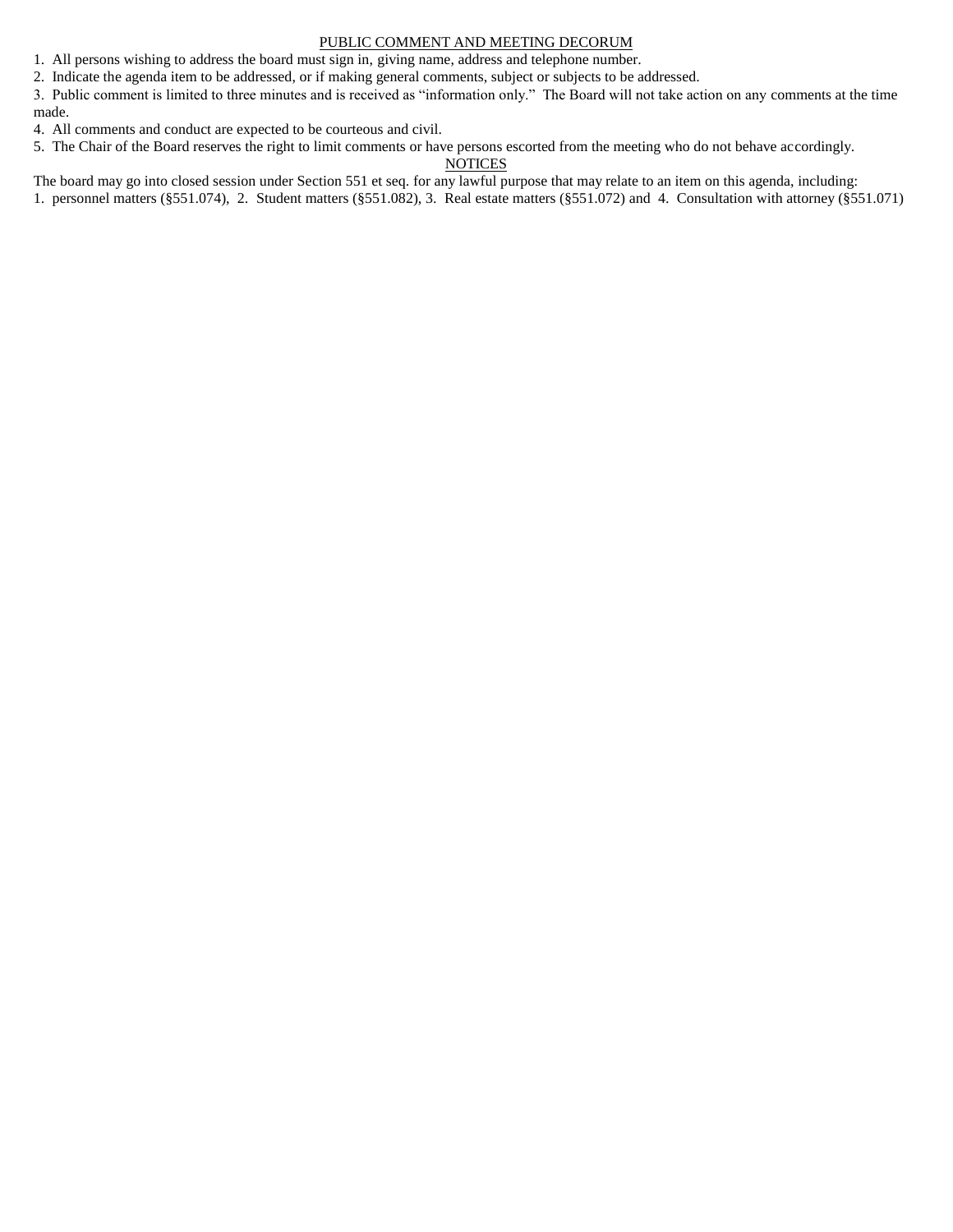## PUBLIC COMMENT AND MEETING DECORUM

1. All persons wishing to address the board must sign in, giving name, address and telephone number.
2. Indicate the agenda item to be addressed, or if making general comments, subject or subjects to be addressed.
3. Public comment is limited to three minutes and is received as "information only." The Board will not take action on any comments at the time made.
4. All comments and conduct are expected to be courteous and civil.
5. The Chair of the Board reserves the right to limit comments or have persons escorted from the meeting who do not behave accordingly.

## NOTICES

The board may go into closed session under Section 551 et seq. for any lawful purpose that may relate to an item on this agenda, including:
1. personnel matters (§551.074), 2. Student matters (§551.082), 3. Real estate matters (§551.072) and 4. Consultation with attorney (§551.071)